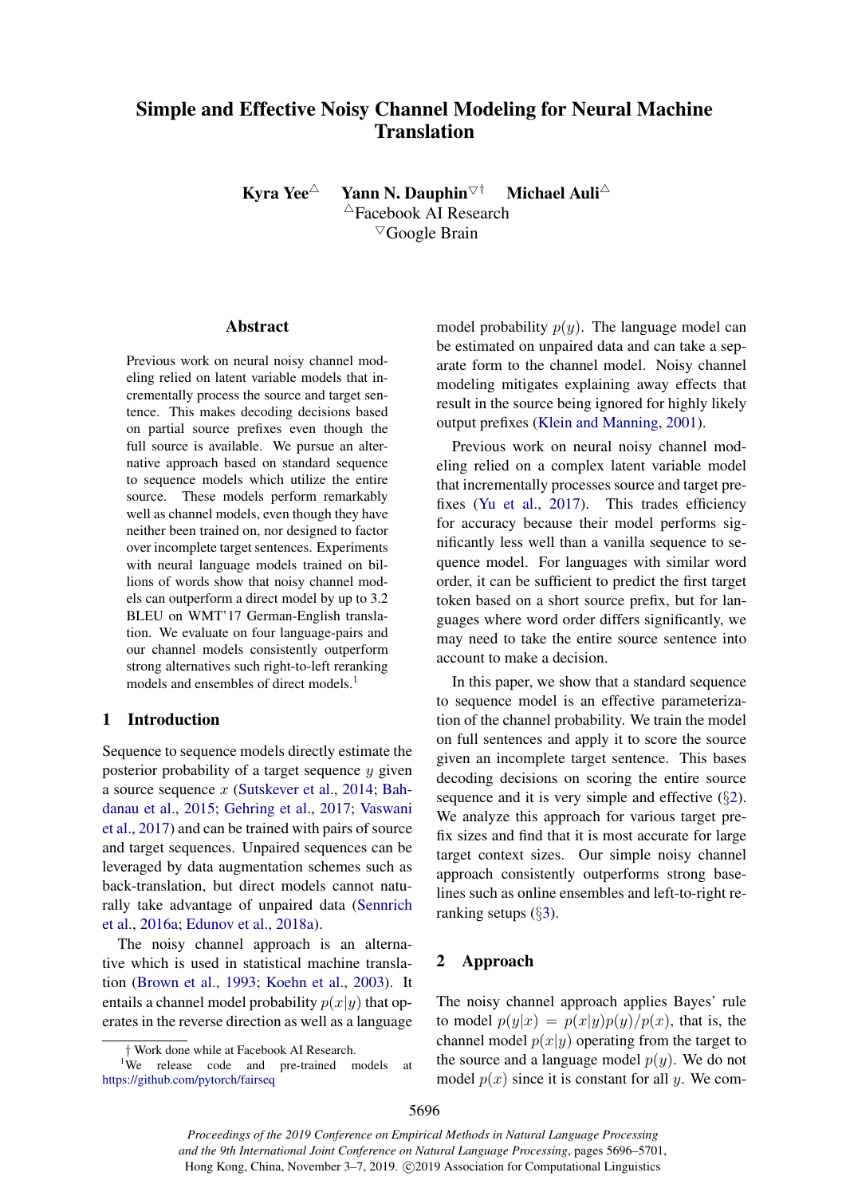# Simple and Effective Noisy Channel Modeling for Neural Machine Translation

**Kyra Yee**[△] **Yann N. Dauphin**[▽†] **Michael Auli**[△]

[△]Facebook AI Research

[▽]Google Brain

## Abstract

Previous work on neural noisy channel modeling relied on latent variable models that incrementally process the source and target sentence. This makes decoding decisions based on partial source prefixes even though the full source is available. We pursue an alternative approach based on standard sequence to sequence models which utilize the entire source. These models perform remarkably well as channel models, even though they have neither been trained on, nor designed to factor over incomplete target sentences. Experiments with neural language models trained on billions of words show that noisy channel models can outperform a direct model by up to 3.2 BLEU on WMT'17 German-English translation. We evaluate on four language-pairs and our channel models consistently outperform strong alternatives such right-to-left reranking models and ensembles of direct models.[1]

## 1 Introduction

Sequence to sequence models directly estimate the posterior probability of a target sequence $y$ given a source sequence $x$ (Sutskever et al., 2014; Bahdanau et al., 2015; Gehring et al., 2017; Vaswani et al., 2017) and can be trained with pairs of source and target sequences. Unpaired sequences can be leveraged by data augmentation schemes such as back-translation, but direct models cannot naturally take advantage of unpaired data (Sennrich et al., 2016a; Edunov et al., 2018a).

The noisy channel approach is an alternative which is used in statistical machine translation (Brown et al., 1993; Koehn et al., 2003). It entails a channel model probability $p(x|y)$ that operates in the reverse direction as well as a language model probability $p(y)$. The language model can be estimated on unpaired data and can take a separate form to the channel model. Noisy channel modeling mitigates explaining away effects that result in the source being ignored for highly likely output prefixes (Klein and Manning, 2001).

Previous work on neural noisy channel modeling relied on a complex latent variable model that incrementally processes source and target prefixes (Yu et al., 2017). This trades efficiency for accuracy because their model performs significantly less well than a vanilla sequence to sequence model. For languages with similar word order, it can be sufficient to predict the first target token based on a short source prefix, but for languages where word order differs significantly, we may need to take the entire source sentence into account to make a decision.

In this paper, we show that a standard sequence to sequence model is an effective parameterization of the channel probability. We train the model on full sentences and apply it to score the source given an incomplete target sentence. This bases decoding decisions on scoring the entire source sequence and it is very simple and effective (§2). We analyze this approach for various target prefix sizes and find that it is most accurate for large target context sizes. Our simple noisy channel approach consistently outperforms strong baselines such as online ensembles and left-to-right reranking setups (§3).

## 2 Approach

The noisy channel approach applies Bayes' rule to model $p(y|x) = p(x|y)p(y)/p(x)$, that is, the channel model $p(x|y)$ operating from the target to the source and a language model $p(y)$. We do not model $p(x)$ since it is constant for all $y$. We com-

† Work done while at Facebook AI Research.

[1]We release code and pre-trained models at https://github.com/pytorch/fairseq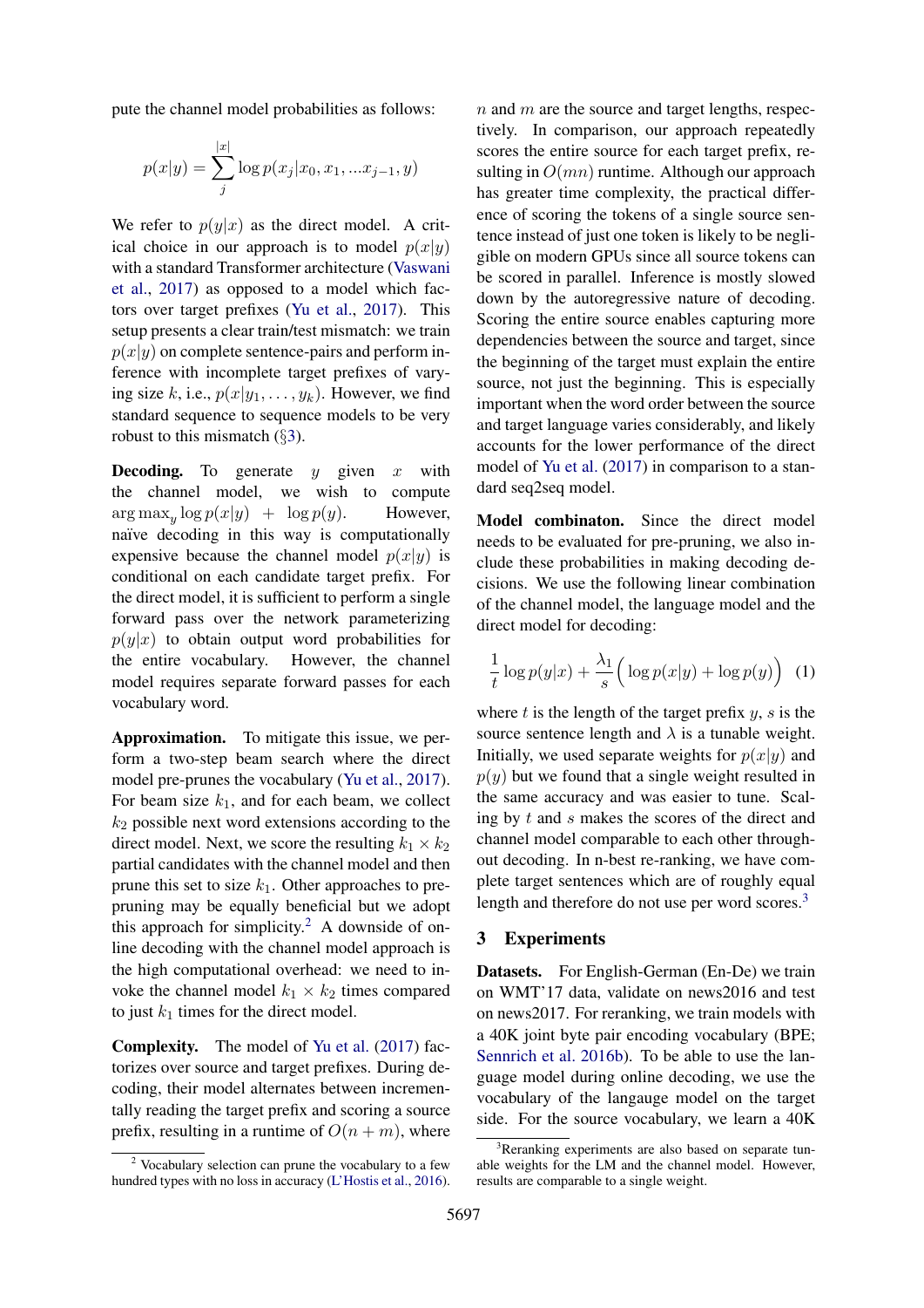pute the channel model probabilities as follows:

$$p(x|y) = \sum_{j}^{|x|} \log p(x_j|x_0, x_1, ...x_{j-1}, y)$$

We refer to $p(y|x)$ as the direct model. A critical choice in our approach is to model $p(x|y)$ with a standard Transformer architecture (Vaswani et al., 2017) as opposed to a model which factors over target prefixes (Yu et al., 2017). This setup presents a clear train/test mismatch: we train $p(x|y)$ on complete sentence-pairs and perform inference with incomplete target prefixes of varying size $k$, i.e., $p(x|y_1, \ldots, y_k)$. However, we find standard sequence to sequence models to be very robust to this mismatch (§3).

**Decoding.** To generate $y$ given $x$ with the channel model, we wish to compute $\arg\max_y \log p(x|y) + \log p(y)$. However, naïve decoding in this way is computationally expensive because the channel model $p(x|y)$ is conditional on each candidate target prefix. For the direct model, it is sufficient to perform a single forward pass over the network parameterizing $p(y|x)$ to obtain output word probabilities for the entire vocabulary. However, the channel model requires separate forward passes for each vocabulary word.

**Approximation.** To mitigate this issue, we perform a two-step beam search where the direct model pre-prunes the vocabulary (Yu et al., 2017). For beam size $k_1$, and for each beam, we collect $k_2$ possible next word extensions according to the direct model. Next, we score the resulting $k_1 \times k_2$ partial candidates with the channel model and then prune this set to size $k_1$. Other approaches to pre-pruning may be equally beneficial but we adopt this approach for simplicity.[2] A downside of online decoding with the channel model approach is the high computational overhead: we need to invoke the channel model $k_1 \times k_2$ times compared to just $k_1$ times for the direct model.

**Complexity.** The model of Yu et al. (2017) factorizes over source and target prefixes. During decoding, their model alternates between incrementally reading the target prefix and scoring a source prefix, resulting in a runtime of $O(n + m)$, where $n$ and $m$ are the source and target lengths, respectively. In comparison, our approach repeatedly scores the entire source for each target prefix, resulting in $O(mn)$ runtime. Although our approach has greater time complexity, the practical difference of scoring the tokens of a single source sentence instead of just one token is likely to be negligible on modern GPUs since all source tokens can be scored in parallel. Inference is mostly slowed down by the autoregressive nature of decoding. Scoring the entire source enables capturing more dependencies between the source and target, since the beginning of the target must explain the entire source, not just the beginning. This is especially important when the word order between the source and target language varies considerably, and likely accounts for the lower performance of the direct model of Yu et al. (2017) in comparison to a standard seq2seq model.

**Model combinaton.** Since the direct model needs to be evaluated for pre-pruning, we also include these probabilities in making decoding decisions. We use the following linear combination of the channel model, the language model and the direct model for decoding:

$$\frac{1}{t} \log p(y|x) + \frac{\lambda_1}{s}\Big(\log p(x|y) + \log p(y)\Big) \quad (1)$$

where $t$ is the length of the target prefix $y$, $s$ is the source sentence length and $\lambda$ is a tunable weight. Initially, we used separate weights for $p(x|y)$ and $p(y)$ but we found that a single weight resulted in the same accuracy and was easier to tune. Scaling by $t$ and $s$ makes the scores of the direct and channel model comparable to each other throughout decoding. In n-best re-ranking, we have complete target sentences which are of roughly equal length and therefore do not use per word scores.[3]

## 3 Experiments

**Datasets.** For English-German (En-De) we train on WMT'17 data, validate on news2016 and test on news2017. For reranking, we train models with a 40K joint byte pair encoding vocabulary (BPE; Sennrich et al. 2016b). To be able to use the language model during online decoding, we use the vocabulary of the langauge model on the target side. For the source vocabulary, we learn a 40K

[2] Vocabulary selection can prune the vocabulary to a few hundred types with no loss in accuracy (L'Hostis et al., 2016).

[3] Reranking experiments are also based on separate tunable weights for the LM and the channel model. However, results are comparable to a single weight.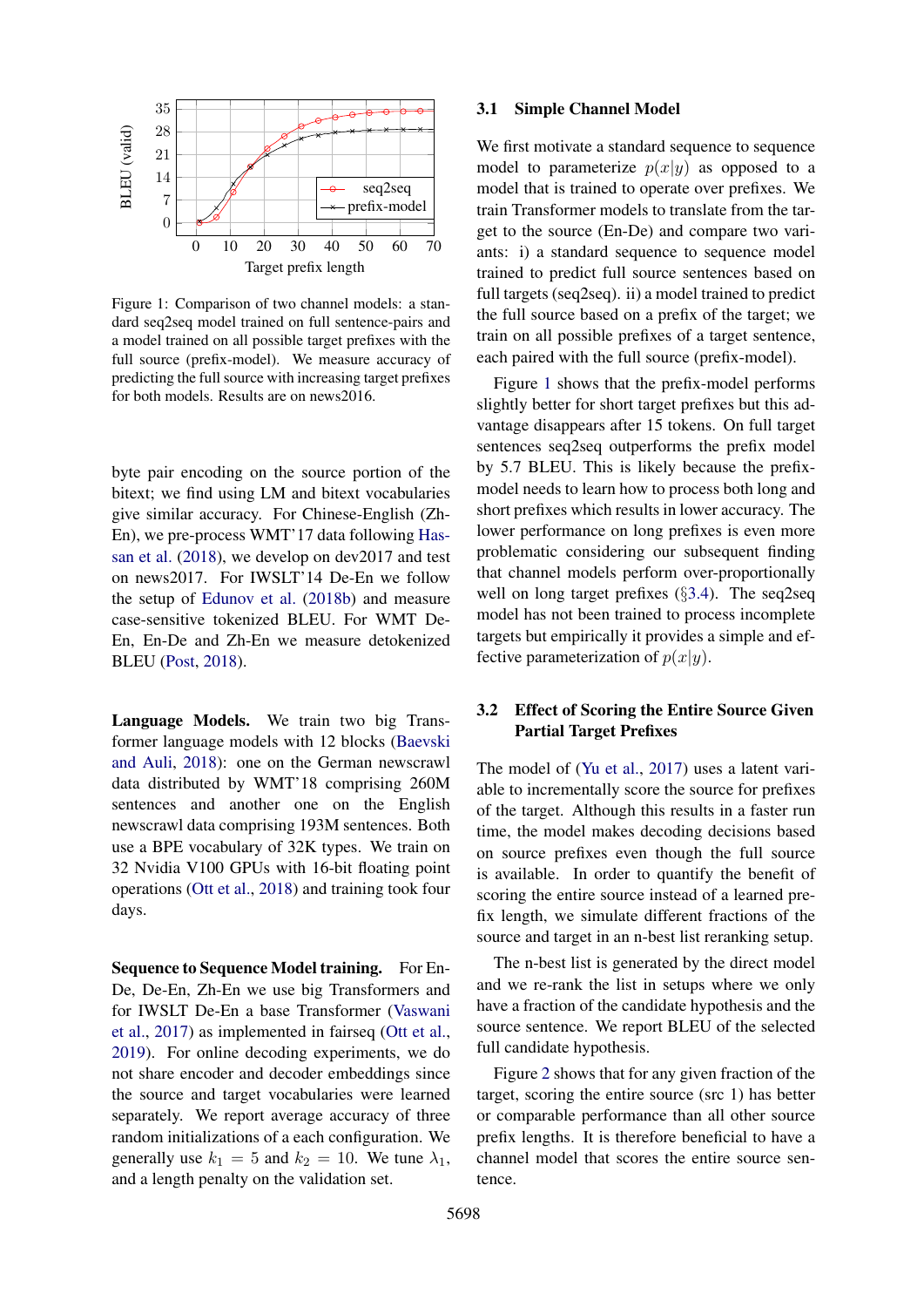Figure 1: Comparison of two channel models: a standard seq2seq model trained on full sentence-pairs and a model trained on all possible target prefixes with the full source (prefix-model). We measure accuracy of predicting the full source with increasing target prefixes for both models. Results are on news2016.

byte pair encoding on the source portion of the bitext; we find using LM and bitext vocabularies give similar accuracy. For Chinese-English (Zh-En), we pre-process WMT'17 data following Hassan et al. (2018), we develop on dev2017 and test on news2017. For IWSLT'14 De-En we follow the setup of Edunov et al. (2018b) and measure case-sensitive tokenized BLEU. For WMT De-En, En-De and Zh-En we measure detokenized BLEU (Post, 2018).

**Language Models.** We train two big Transformer language models with 12 blocks (Baevski and Auli, 2018): one on the German newscrawl data distributed by WMT'18 comprising 260M sentences and another one on the English newscrawl data comprising 193M sentences. Both use a BPE vocabulary of 32K types. We train on 32 Nvidia V100 GPUs with 16-bit floating point operations (Ott et al., 2018) and training took four days.

**Sequence to Sequence Model training.** For En-De, De-En, Zh-En we use big Transformers and for IWSLT De-En a base Transformer (Vaswani et al., 2017) as implemented in fairseq (Ott et al., 2019). For online decoding experiments, we do not share encoder and decoder embeddings since the source and target vocabularies were learned separately. We report average accuracy of three random initializations of a each configuration. We generally use $k_1 = 5$ and $k_2 = 10$. We tune $\lambda_1$, and a length penalty on the validation set.

### 3.1 Simple Channel Model

We first motivate a standard sequence to sequence model to parameterize $p(x|y)$ as opposed to a model that is trained to operate over prefixes. We train Transformer models to translate from the target to the source (En-De) and compare two variants: i) a standard sequence to sequence model trained to predict full source sentences based on full targets (seq2seq). ii) a model trained to predict the full source based on a prefix of the target; we train on all possible prefixes of a target sentence, each paired with the full source (prefix-model).

Figure 1 shows that the prefix-model performs slightly better for short target prefixes but this advantage disappears after 15 tokens. On full target sentences seq2seq outperforms the prefix model by 5.7 BLEU. This is likely because the prefix-model needs to learn how to process both long and short prefixes which results in lower accuracy. The lower performance on long prefixes is even more problematic considering our subsequent finding that channel models perform over-proportionally well on long target prefixes (§3.4). The seq2seq model has not been trained to process incomplete targets but empirically it provides a simple and effective parameterization of $p(x|y)$.

### 3.2 Effect of Scoring the Entire Source Given Partial Target Prefixes

The model of (Yu et al., 2017) uses a latent variable to incrementally score the source for prefixes of the target. Although this results in a faster run time, the model makes decoding decisions based on source prefixes even though the full source is available. In order to quantify the benefit of scoring the entire source instead of a learned prefix length, we simulate different fractions of the source and target in an n-best list reranking setup.

The n-best list is generated by the direct model and we re-rank the list in setups where we only have a fraction of the candidate hypothesis and the source sentence. We report BLEU of the selected full candidate hypothesis.

Figure 2 shows that for any given fraction of the target, scoring the entire source (src 1) has better or comparable performance than all other source prefix lengths. It is therefore beneficial to have a channel model that scores the entire source sentence.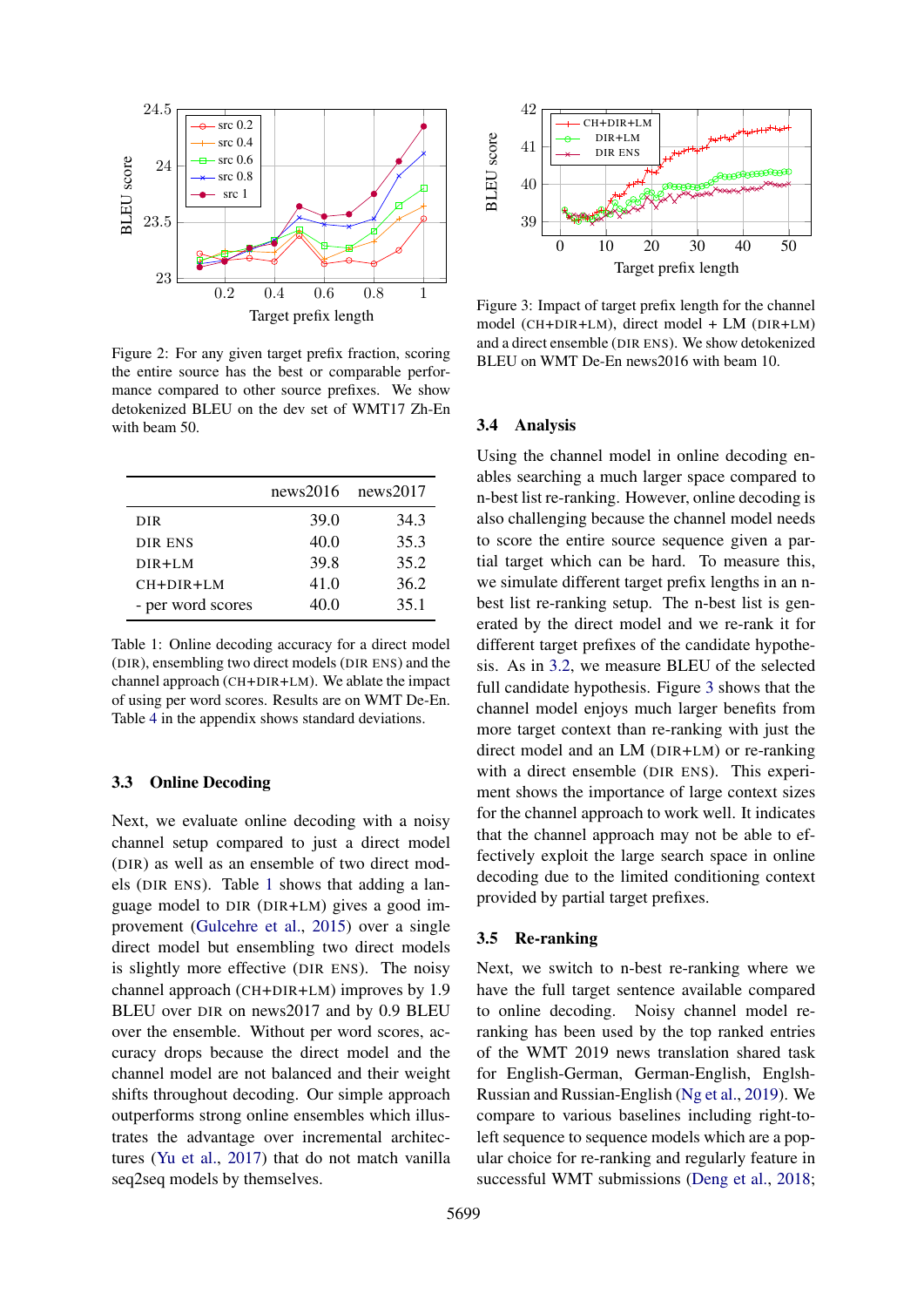Figure 2: For any given target prefix fraction, scoring the entire source has the best or comparable performance compared to other source prefixes. We show detokenized BLEU on the dev set of WMT17 Zh-En with beam 50.

Figure 3: Impact of target prefix length for the channel model (CH+DIR+LM), direct model + LM (DIR+LM) and a direct ensemble (DIR ENS). We show detokenized BLEU on WMT De-En news2016 with beam 10.

| | news2016 | news2017 |
|---|---|---|
| DIR | 39.0 | 34.3 |
| DIR ENS | 40.0 | 35.3 |
| DIR+LM | 39.8 | 35.2 |
| CH+DIR+LM | 41.0 | 36.2 |
| - per word scores | 40.0 | 35.1 |

Table 1: Online decoding accuracy for a direct model (DIR), ensembling two direct models (DIR ENS) and the channel approach (CH+DIR+LM). We ablate the impact of using per word scores. Results are on WMT De-En. Table 4 in the appendix shows standard deviations.

### 3.3 Online Decoding

Next, we evaluate online decoding with a noisy channel setup compared to just a direct model (DIR) as well as an ensemble of two direct models (DIR ENS). Table 1 shows that adding a language model to DIR (DIR+LM) gives a good improvement (Gulcehre et al., 2015) over a single direct model but ensembling two direct models is slightly more effective (DIR ENS). The noisy channel approach (CH+DIR+LM) improves by 1.9 BLEU over DIR on news2017 and by 0.9 BLEU over the ensemble. Without per word scores, accuracy drops because the direct model and the channel model are not balanced and their weight shifts throughout decoding. Our simple approach outperforms strong online ensembles which illustrates the advantage over incremental architectures (Yu et al., 2017) that do not match vanilla seq2seq models by themselves.

### 3.4 Analysis

Using the channel model in online decoding enables searching a much larger space compared to n-best list re-ranking. However, online decoding is also challenging because the channel model needs to score the entire source sequence given a partial target which can be hard. To measure this, we simulate different target prefix lengths in an n-best list re-ranking setup. The n-best list is generated by the direct model and we re-rank it for different target prefixes of the candidate hypothesis. As in 3.2, we measure BLEU of the selected full candidate hypothesis. Figure 3 shows that the channel model enjoys much larger benefits from more target context than re-ranking with just the direct model and an LM (DIR+LM) or re-ranking with a direct ensemble (DIR ENS). This experiment shows the importance of large context sizes for the channel approach to work well. It indicates that the channel approach may not be able to effectively exploit the large search space in online decoding due to the limited conditioning context provided by partial target prefixes.

### 3.5 Re-ranking

Next, we switch to n-best re-ranking where we have the full target sentence available compared to online decoding. Noisy channel model re-ranking has been used by the top ranked entries of the WMT 2019 news translation shared task for English-German, German-English, Englsh-Russian and Russian-English (Ng et al., 2019). We compare to various baselines including right-to-left sequence to sequence models which are a popular choice for re-ranking and regularly feature in successful WMT submissions (Deng et al., 2018;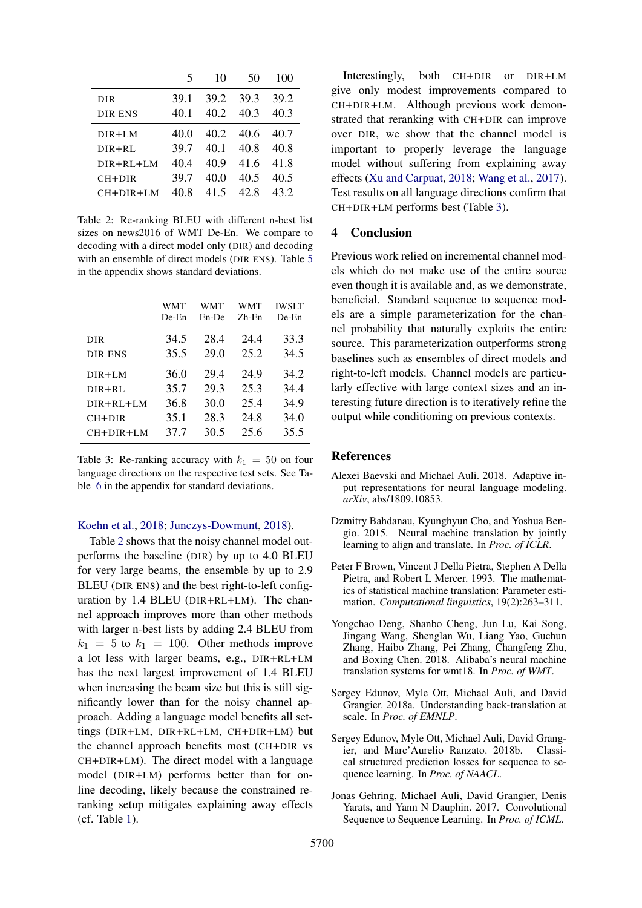|  | 5 | 10 | 50 | 100 |
|---|---|---|---|---|
| DIR | 39.1 | 39.2 | 39.3 | 39.2 |
| DIR ENS | 40.1 | 40.2 | 40.3 | 40.3 |
| DIR+LM | 40.0 | 40.2 | 40.6 | 40.7 |
| DIR+RL | 39.7 | 40.1 | 40.8 | 40.8 |
| DIR+RL+LM | 40.4 | 40.9 | 41.6 | 41.8 |
| CH+DIR | 39.7 | 40.0 | 40.5 | 40.5 |
| CH+DIR+LM | 40.8 | 41.5 | 42.8 | 43.2 |

Table 2: Re-ranking BLEU with different n-best list sizes on news2016 of WMT De-En. We compare to decoding with a direct model only (DIR) and decoding with an ensemble of direct models (DIR ENS). Table 5 in the appendix shows standard deviations.

|  | WMT De-En | WMT En-De | WMT Zh-En | IWSLT De-En |
|---|---|---|---|---|
| DIR | 34.5 | 28.4 | 24.4 | 33.3 |
| DIR ENS | 35.5 | 29.0 | 25.2 | 34.5 |
| DIR+LM | 36.0 | 29.4 | 24.9 | 34.2 |
| DIR+RL | 35.7 | 29.3 | 25.3 | 34.4 |
| DIR+RL+LM | 36.8 | 30.0 | 25.4 | 34.9 |
| CH+DIR | 35.1 | 28.3 | 24.8 | 34.0 |
| CH+DIR+LM | 37.7 | 30.5 | 25.6 | 35.5 |

Table 3: Re-ranking accuracy with $k_1 = 50$ on four language directions on the respective test sets. See Table 6 in the appendix for standard deviations.

Koehn et al., 2018; Junczys-Dowmunt, 2018).

Table 2 shows that the noisy channel model outperforms the baseline (DIR) by up to 4.0 BLEU for very large beams, the ensemble by up to 2.9 BLEU (DIR ENS) and the best right-to-left configuration by 1.4 BLEU (DIR+RL+LM). The channel approach improves more than other methods with larger n-best lists by adding 2.4 BLEU from $k_1 = 5$ to $k_1 = 100$. Other methods improve a lot less with larger beams, e.g., DIR+RL+LM has the next largest improvement of 1.4 BLEU when increasing the beam size but this is still significantly lower than for the noisy channel approach. Adding a language model benefits all settings (DIR+LM, DIR+RL+LM, CH+DIR+LM) but the channel approach benefits most (CH+DIR vs CH+DIR+LM). The direct model with a language model (DIR+LM) performs better than for online decoding, likely because the constrained re-ranking setup mitigates explaining away effects (cf. Table 1).

Interestingly, both CH+DIR or DIR+LM give only modest improvements compared to CH+DIR+LM. Although previous work demonstrated that reranking with CH+DIR can improve over DIR, we show that the channel model is important to properly leverage the language model without suffering from explaining away effects (Xu and Carpuat, 2018; Wang et al., 2017). Test results on all language directions confirm that CH+DIR+LM performs best (Table 3).

## 4 Conclusion

Previous work relied on incremental channel models which do not make use of the entire source even though it is available and, as we demonstrate, beneficial. Standard sequence to sequence models are a simple parameterization for the channel probability that naturally exploits the entire source. This parameterization outperforms strong baselines such as ensembles of direct models and right-to-left models. Channel models are particularly effective with large context sizes and an interesting future direction is to iteratively refine the output while conditioning on previous contexts.

## References

Alexei Baevski and Michael Auli. 2018. Adaptive input representations for neural language modeling. *arXiv*, abs/1809.10853.

Dzmitry Bahdanau, Kyunghyun Cho, and Yoshua Bengio. 2015. Neural machine translation by jointly learning to align and translate. In *Proc. of ICLR*.

Peter F Brown, Vincent J Della Pietra, Stephen A Della Pietra, and Robert L Mercer. 1993. The mathematics of statistical machine translation: Parameter estimation. *Computational linguistics*, 19(2):263–311.

Yongchao Deng, Shanbo Cheng, Jun Lu, Kai Song, Jingang Wang, Shenglan Wu, Liang Yao, Guchun Zhang, Haibo Zhang, Pei Zhang, Changfeng Zhu, and Boxing Chen. 2018. Alibaba's neural machine translation systems for wmt18. In *Proc. of WMT*.

Sergey Edunov, Myle Ott, Michael Auli, and David Grangier. 2018a. Understanding back-translation at scale. In *Proc. of EMNLP*.

Sergey Edunov, Myle Ott, Michael Auli, David Grangier, and Marc'Aurelio Ranzato. 2018b. Classical structured prediction losses for sequence to sequence learning. In *Proc. of NAACL*.

Jonas Gehring, Michael Auli, David Grangier, Denis Yarats, and Yann N Dauphin. 2017. Convolutional Sequence to Sequence Learning. In *Proc. of ICML*.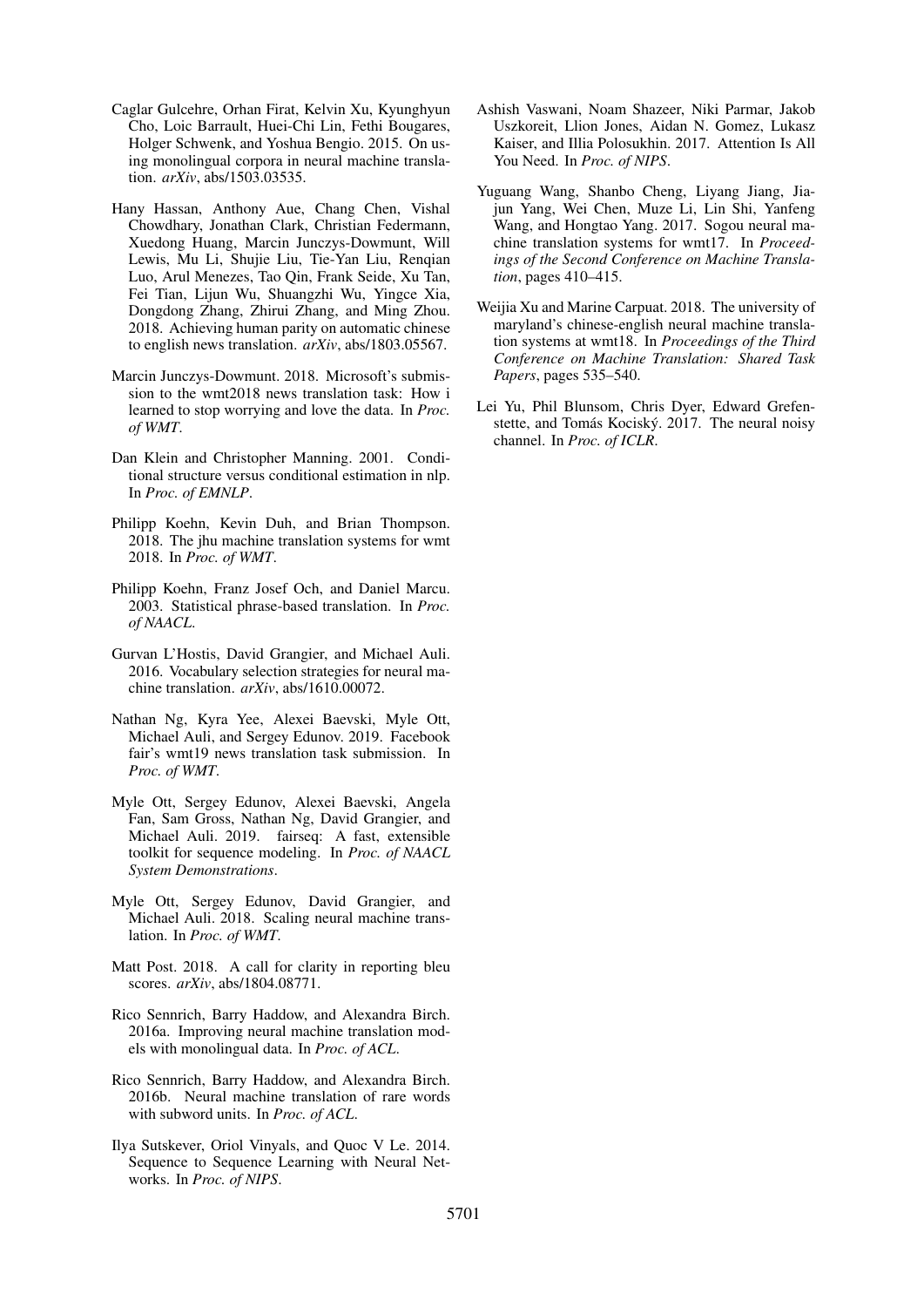Caglar Gulcehre, Orhan Firat, Kelvin Xu, Kyunghyun Cho, Loic Barrault, Huei-Chi Lin, Fethi Bougares, Holger Schwenk, and Yoshua Bengio. 2015. On using monolingual corpora in neural machine translation. *arXiv*, abs/1503.03535.

Hany Hassan, Anthony Aue, Chang Chen, Vishal Chowdhary, Jonathan Clark, Christian Federmann, Xuedong Huang, Marcin Junczys-Dowmunt, Will Lewis, Mu Li, Shujie Liu, Tie-Yan Liu, Renqian Luo, Arul Menezes, Tao Qin, Frank Seide, Xu Tan, Fei Tian, Lijun Wu, Shuangzhi Wu, Yingce Xia, Dongdong Zhang, Zhirui Zhang, and Ming Zhou. 2018. Achieving human parity on automatic chinese to english news translation. *arXiv*, abs/1803.05567.

Marcin Junczys-Dowmunt. 2018. Microsoft's submission to the wmt2018 news translation task: How i learned to stop worrying and love the data. In *Proc. of WMT*.

Dan Klein and Christopher Manning. 2001. Conditional structure versus conditional estimation in nlp. In *Proc. of EMNLP*.

Philipp Koehn, Kevin Duh, and Brian Thompson. 2018. The jhu machine translation systems for wmt 2018. In *Proc. of WMT*.

Philipp Koehn, Franz Josef Och, and Daniel Marcu. 2003. Statistical phrase-based translation. In *Proc. of NAACL*.

Gurvan L'Hostis, David Grangier, and Michael Auli. 2016. Vocabulary selection strategies for neural machine translation. *arXiv*, abs/1610.00072.

Nathan Ng, Kyra Yee, Alexei Baevski, Myle Ott, Michael Auli, and Sergey Edunov. 2019. Facebook fair's wmt19 news translation task submission. In *Proc. of WMT*.

Myle Ott, Sergey Edunov, Alexei Baevski, Angela Fan, Sam Gross, Nathan Ng, David Grangier, and Michael Auli. 2019. fairseq: A fast, extensible toolkit for sequence modeling. In *Proc. of NAACL System Demonstrations*.

Myle Ott, Sergey Edunov, David Grangier, and Michael Auli. 2018. Scaling neural machine translation. In *Proc. of WMT*.

Matt Post. 2018. A call for clarity in reporting bleu scores. *arXiv*, abs/1804.08771.

Rico Sennrich, Barry Haddow, and Alexandra Birch. 2016a. Improving neural machine translation models with monolingual data. In *Proc. of ACL*.

Rico Sennrich, Barry Haddow, and Alexandra Birch. 2016b. Neural machine translation of rare words with subword units. In *Proc. of ACL*.

Ilya Sutskever, Oriol Vinyals, and Quoc V Le. 2014. Sequence to Sequence Learning with Neural Networks. In *Proc. of NIPS*.

Ashish Vaswani, Noam Shazeer, Niki Parmar, Jakob Uszkoreit, Llion Jones, Aidan N. Gomez, Lukasz Kaiser, and Illia Polosukhin. 2017. Attention Is All You Need. In *Proc. of NIPS*.

Yuguang Wang, Shanbo Cheng, Liyang Jiang, Jiajun Yang, Wei Chen, Muze Li, Lin Shi, Yanfeng Wang, and Hongtao Yang. 2017. Sogou neural machine translation systems for wmt17. In *Proceedings of the Second Conference on Machine Translation*, pages 410–415.

Weijia Xu and Marine Carpuat. 2018. The university of maryland's chinese-english neural machine translation systems at wmt18. In *Proceedings of the Third Conference on Machine Translation: Shared Task Papers*, pages 535–540.

Lei Yu, Phil Blunsom, Chris Dyer, Edward Grefenstette, and Tomás Kociský. 2017. The neural noisy channel. In *Proc. of ICLR*.